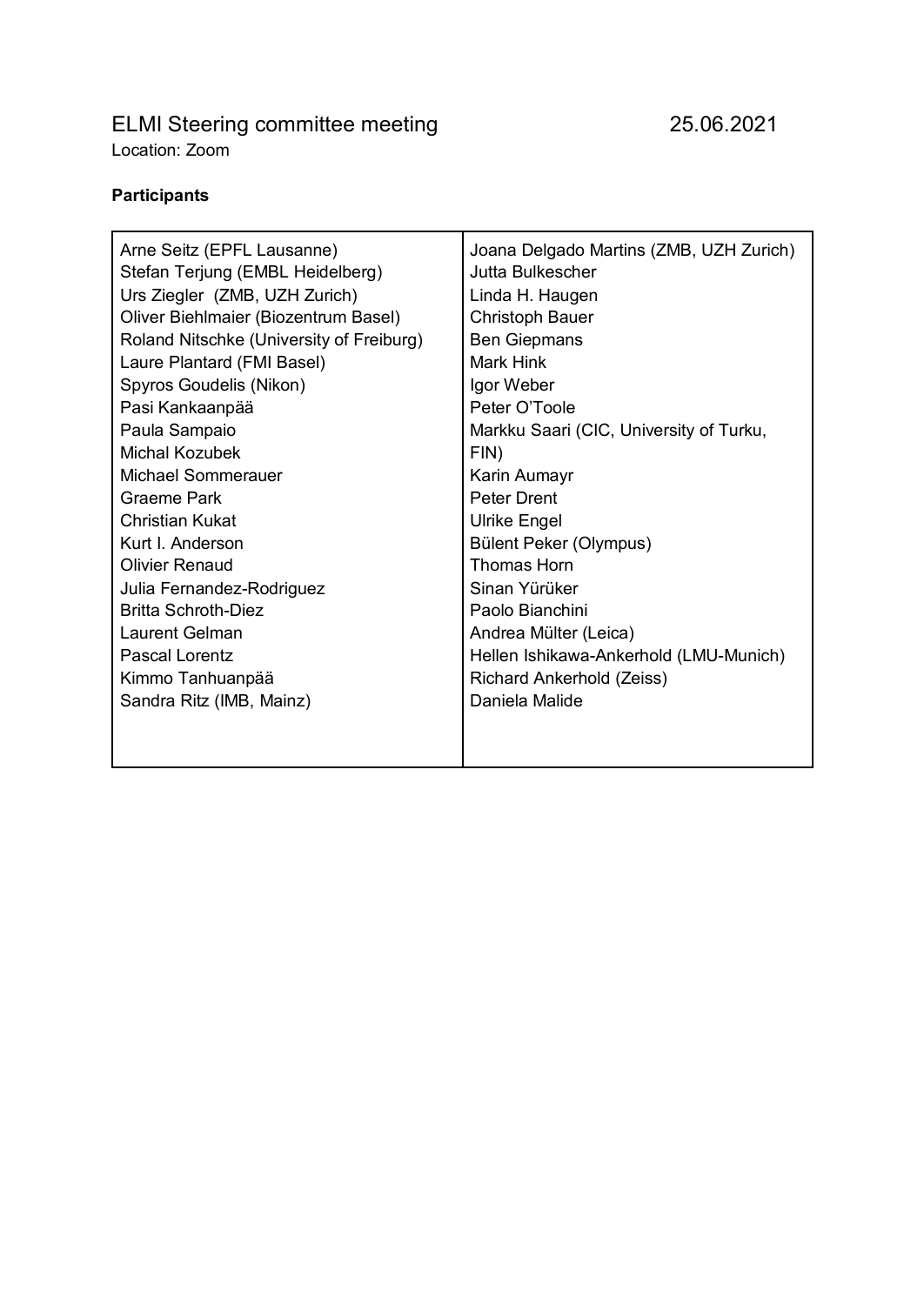# ELMI Steering committee meeting 25.06.2021

Location: Zoom

**Participants**

| | |
|---|---|
| Arne Seitz (EPFL Lausanne) | Joana Delgado Martins (ZMB, UZH Zurich) |
| Stefan Terjung (EMBL Heidelberg) | Jutta Bulkescher |
| Urs Ziegler (ZMB, UZH Zurich) | Linda H. Haugen |
| Oliver Biehlmaier (Biozentrum Basel) | Christoph Bauer |
| Roland Nitschke (University of Freiburg) | Ben Giepmans |
| Laure Plantard (FMI Basel) | Mark Hink |
| Spyros Goudelis (Nikon) | Igor Weber |
| Pasi Kankaanpää | Peter O'Toole |
| Paula Sampaio | Markku Saari (CIC, University of Turku, FIN) |
| Michal Kozubek | Karin Aumayr |
| Michael Sommerauer | Peter Drent |
| Graeme Park | Ulrike Engel |
| Christian Kukat | Bülent Peker (Olympus) |
| Kurt I. Anderson | Thomas Horn |
| Olivier Renaud | Sinan Yürüker |
| Julia Fernandez-Rodriguez | Paolo Bianchini |
| Britta Schroth-Diez | Andrea Mülter (Leica) |
| Laurent Gelman | Hellen Ishikawa-Ankerhold (LMU-Munich) |
| Pascal Lorentz | Richard Ankerhold (Zeiss) |
| Kimmo Tanhuanpää | Daniela Malide |
| Sandra Ritz (IMB, Mainz) | |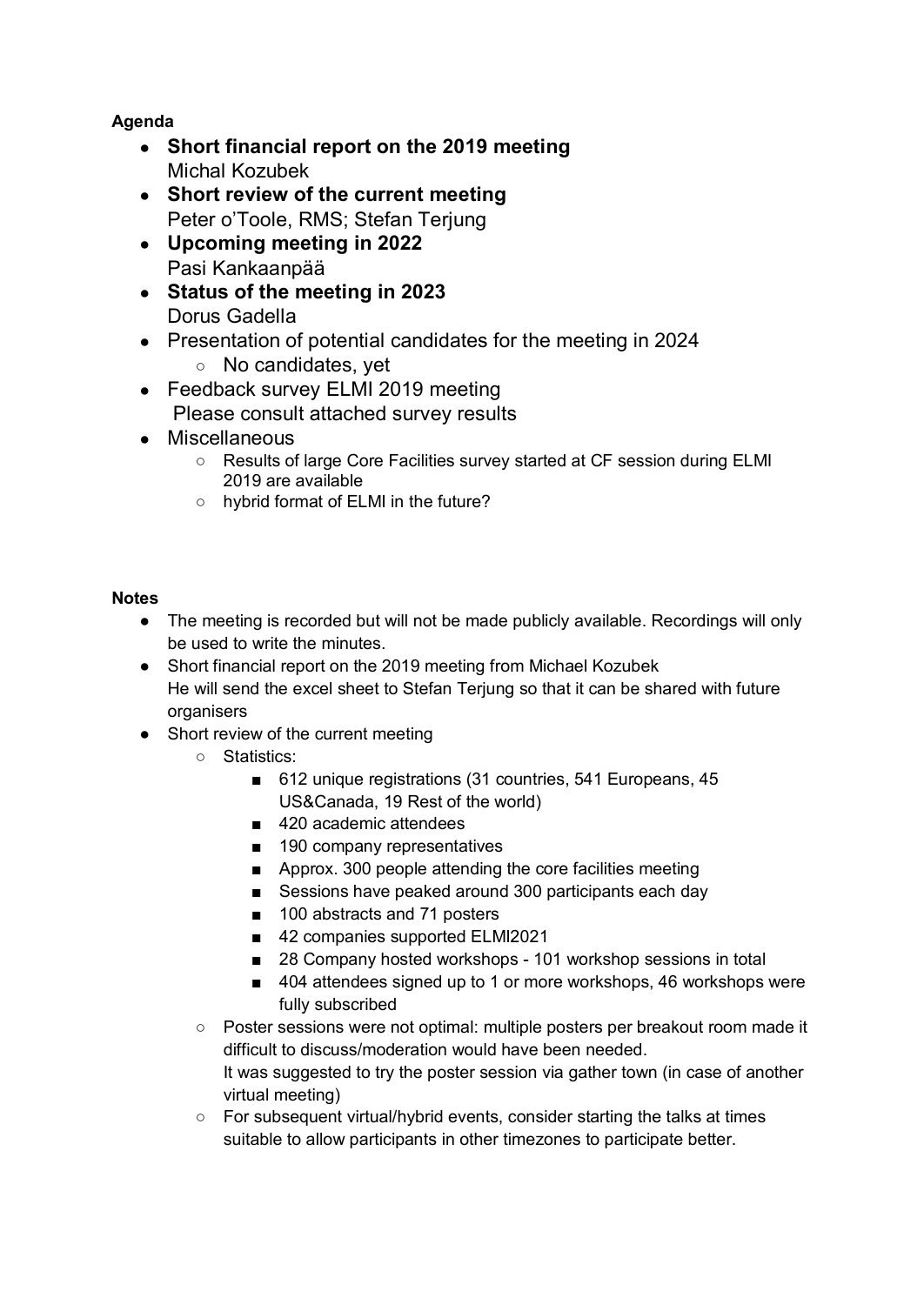**Agenda**

- **Short financial report on the 2019 meeting**
  Michal Kozubek
- **Short review of the current meeting**
  Peter o'Toole, RMS; Stefan Terjung
- **Upcoming meeting in 2022**
  Pasi Kankaanpää
- **Status of the meeting in 2023**
  Dorus Gadella
- Presentation of potential candidates for the meeting in 2024
  - No candidates, yet
- Feedback survey ELMI 2019 meeting
  Please consult attached survey results
- Miscellaneous
  - Results of large Core Facilities survey started at CF session during ELMI 2019 are available
  - hybrid format of ELMI in the future?

**Notes**

- The meeting is recorded but will not be made publicly available. Recordings will only be used to write the minutes.
- Short financial report on the 2019 meeting from Michael Kozubek
  He will send the excel sheet to Stefan Terjung so that it can be shared with future organisers
- Short review of the current meeting
  - Statistics:
    - 612 unique registrations (31 countries, 541 Europeans, 45 US&Canada, 19 Rest of the world)
    - 420 academic attendees
    - 190 company representatives
    - Approx. 300 people attending the core facilities meeting
    - Sessions have peaked around 300 participants each day
    - 100 abstracts and 71 posters
    - 42 companies supported ELMI2021
    - 28 Company hosted workshops - 101 workshop sessions in total
    - 404 attendees signed up to 1 or more workshops, 46 workshops were fully subscribed
  - Poster sessions were not optimal: multiple posters per breakout room made it difficult to discuss/moderation would have been needed.
    It was suggested to try the poster session via gather town (in case of another virtual meeting)
  - For subsequent virtual/hybrid events, consider starting the talks at times suitable to allow participants in other timezones to participate better.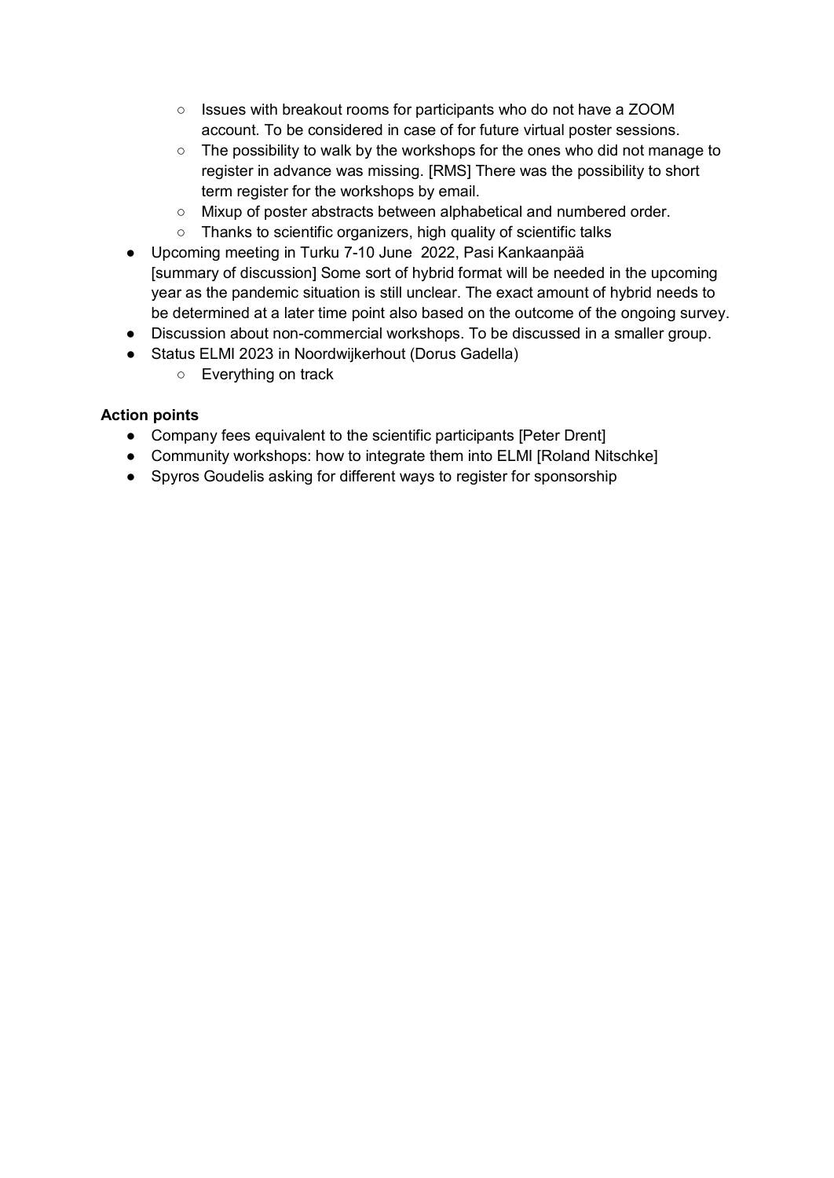- Issues with breakout rooms for participants who do not have a ZOOM account. To be considered in case of for future virtual poster sessions.
  - The possibility to walk by the workshops for the ones who did not manage to register in advance was missing. [RMS] There was the possibility to short term register for the workshops by email.
  - Mixup of poster abstracts between alphabetical and numbered order.
  - Thanks to scientific organizers, high quality of scientific talks
- Upcoming meeting in Turku 7-10 June 2022, Pasi Kankaanpää
  [summary of discussion] Some sort of hybrid format will be needed in the upcoming year as the pandemic situation is still unclear. The exact amount of hybrid needs to be determined at a later time point also based on the outcome of the ongoing survey.
- Discussion about non-commercial workshops. To be discussed in a smaller group.
- Status ELMI 2023 in Noordwijkerhout (Dorus Gadella)
  - Everything on track

**Action points**

- Company fees equivalent to the scientific participants [Peter Drent]
- Community workshops: how to integrate them into ELMI [Roland Nitschke]
- Spyros Goudelis asking for different ways to register for sponsorship